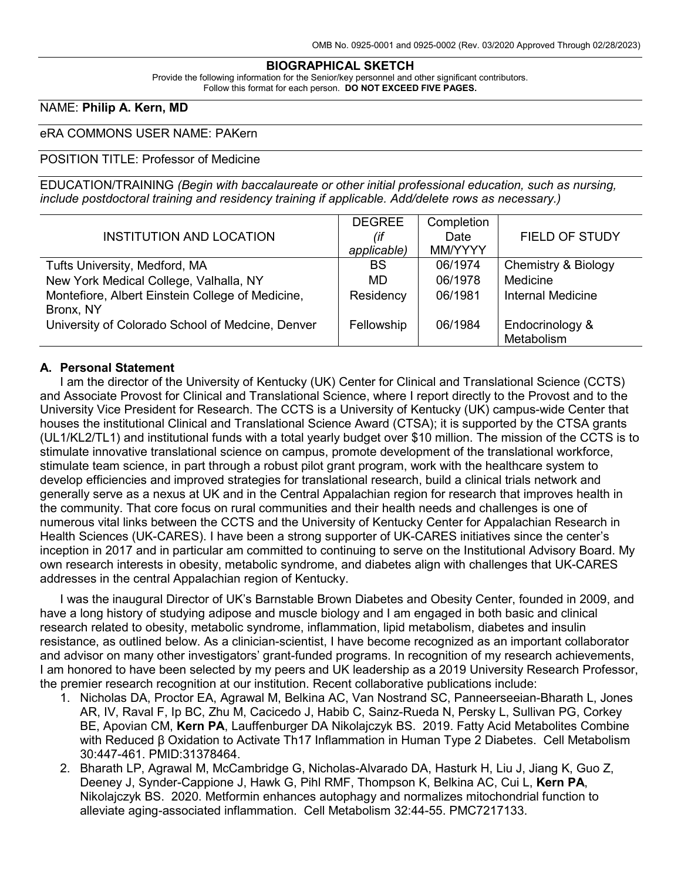OMB No. 0925-0001 and 0925-0002 (Rev. 03/2020 Approved Through 02/28/2023)

# BIOGRAPHICAL SKETCH

Provide the following information for the Senior/key personnel and other significant contributors.
Follow this format for each person. **DO NOT EXCEED FIVE PAGES.**

NAME: **Philip A. Kern, MD**

eRA COMMONS USER NAME: PAKern

POSITION TITLE: Professor of Medicine

EDUCATION/TRAINING *(Begin with baccalaureate or other initial professional education, such as nursing, include postdoctoral training and residency training if applicable. Add/delete rows as necessary.)*

| INSTITUTION AND LOCATION | DEGREE *(if applicable)* | Completion Date MM/YYYY | FIELD OF STUDY |
|---|---|---|---|
| Tufts University, Medford, MA | BS | 06/1974 | Chemistry & Biology |
| New York Medical College, Valhalla, NY | MD | 06/1978 | Medicine |
| Montefiore, Albert Einstein College of Medicine, Bronx, NY | Residency | 06/1981 | Internal Medicine |
| University of Colorado School of Medcine, Denver | Fellowship | 06/1984 | Endocrinology & Metabolism |

## A. Personal Statement

I am the director of the University of Kentucky (UK) Center for Clinical and Translational Science (CCTS) and Associate Provost for Clinical and Translational Science, where I report directly to the Provost and to the University Vice President for Research. The CCTS is a University of Kentucky (UK) campus-wide Center that houses the institutional Clinical and Translational Science Award (CTSA); it is supported by the CTSA grants (UL1/KL2/TL1) and institutional funds with a total yearly budget over $10 million. The mission of the CCTS is to stimulate innovative translational science on campus, promote development of the translational workforce, stimulate team science, in part through a robust pilot grant program, work with the healthcare system to develop efficiencies and improved strategies for translational research, build a clinical trials network and generally serve as a nexus at UK and in the Central Appalachian region for research that improves health in the community. That core focus on rural communities and their health needs and challenges is one of numerous vital links between the CCTS and the University of Kentucky Center for Appalachian Research in Health Sciences (UK-CARES). I have been a strong supporter of UK-CARES initiatives since the center's inception in 2017 and in particular am committed to continuing to serve on the Institutional Advisory Board. My own research interests in obesity, metabolic syndrome, and diabetes align with challenges that UK-CARES addresses in the central Appalachian region of Kentucky.

I was the inaugural Director of UK's Barnstable Brown Diabetes and Obesity Center, founded in 2009, and have a long history of studying adipose and muscle biology and I am engaged in both basic and clinical research related to obesity, metabolic syndrome, inflammation, lipid metabolism, diabetes and insulin resistance, as outlined below. As a clinician-scientist, I have become recognized as an important collaborator and advisor on many other investigators' grant-funded programs. In recognition of my research achievements, I am honored to have been selected by my peers and UK leadership as a 2019 University Research Professor, the premier research recognition at our institution. Recent collaborative publications include:

1. Nicholas DA, Proctor EA, Agrawal M, Belkina AC, Van Nostrand SC, Panneerseeian-Bharath L, Jones AR, IV, Raval F, Ip BC, Zhu M, Cacicedo J, Habib C, Sainz-Rueda N, Persky L, Sullivan PG, Corkey BE, Apovian CM, **Kern PA**, Lauffenburger DA Nikolajczyk BS. 2019. Fatty Acid Metabolites Combine with Reduced β Oxidation to Activate Th17 Inflammation in Human Type 2 Diabetes. Cell Metabolism 30:447-461. PMID:31378464.
2. Bharath LP, Agrawal M, McCambridge G, Nicholas-Alvarado DA, Hasturk H, Liu J, Jiang K, Guo Z, Deeney J, Synder-Cappione J, Hawk G, Pihl RMF, Thompson K, Belkina AC, Cui L, **Kern PA**, Nikolajczyk BS. 2020. Metformin enhances autophagy and normalizes mitochondrial function to alleviate aging-associated inflammation. Cell Metabolism 32:44-55. PMC7217133.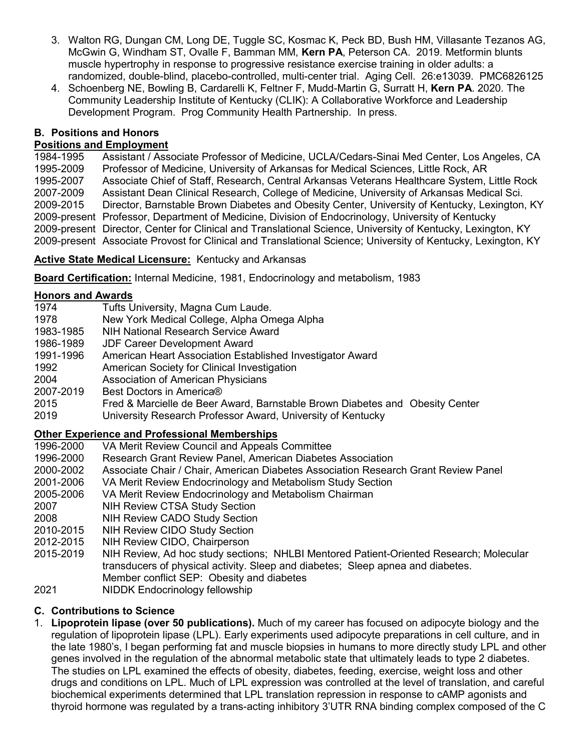3. Walton RG, Dungan CM, Long DE, Tuggle SC, Kosmac K, Peck BD, Bush HM, Villasante Tezanos AG, McGwin G, Windham ST, Ovalle F, Bamman MM, **Kern PA**, Peterson CA. 2019. Metformin blunts muscle hypertrophy in response to progressive resistance exercise training in older adults: a randomized, double-blind, placebo-controlled, multi-center trial. Aging Cell. 26:e13039. PMC6826125
4. Schoenberg NE, Bowling B, Cardarelli K, Feltner F, Mudd-Martin G, Surratt H, **Kern PA**. 2020. The Community Leadership Institute of Kentucky (CLIK): A Collaborative Workforce and Leadership Development Program. Prog Community Health Partnership. In press.

## B. Positions and Honors

**Positions and Employment**

1984-1995 Assistant / Associate Professor of Medicine, UCLA/Cedars-Sinai Med Center, Los Angeles, CA
1995-2009 Professor of Medicine, University of Arkansas for Medical Sciences, Little Rock, AR
1995-2007 Associate Chief of Staff, Research, Central Arkansas Veterans Healthcare System, Little Rock
2007-2009 Assistant Dean Clinical Research, College of Medicine, University of Arkansas Medical Sci.
2009-2015 Director, Barnstable Brown Diabetes and Obesity Center, University of Kentucky, Lexington, KY
2009-present Professor, Department of Medicine, Division of Endocrinology, University of Kentucky
2009-present Director, Center for Clinical and Translational Science, University of Kentucky, Lexington, KY
2009-present Associate Provost for Clinical and Translational Science; University of Kentucky, Lexington, KY

**Active State Medical Licensure:** Kentucky and Arkansas

**Board Certification:** Internal Medicine, 1981, Endocrinology and metabolism, 1983

**Honors and Awards**

1974 Tufts University, Magna Cum Laude.
1978 New York Medical College, Alpha Omega Alpha
1983-1985 NIH National Research Service Award
1986-1989 JDF Career Development Award
1991-1996 American Heart Association Established Investigator Award
1992 American Society for Clinical Investigation
2004 Association of American Physicians
2007-2019 Best Doctors in America®
2015 Fred & Marcielle de Beer Award, Barnstable Brown Diabetes and Obesity Center
2019 University Research Professor Award, University of Kentucky

**Other Experience and Professional Memberships**

1996-2000 VA Merit Review Council and Appeals Committee
1996-2000 Research Grant Review Panel, American Diabetes Association
2000-2002 Associate Chair / Chair, American Diabetes Association Research Grant Review Panel
2001-2006 VA Merit Review Endocrinology and Metabolism Study Section
2005-2006 VA Merit Review Endocrinology and Metabolism Chairman
2007 NIH Review CTSA Study Section
2008 NIH Review CADO Study Section
2010-2015 NIH Review CIDO Study Section
2012-2015 NIH Review CIDO, Chairperson
2015-2019 NIH Review, Ad hoc study sections; NHLBI Mentored Patient-Oriented Research; Molecular transducers of physical activity. Sleep and diabetes; Sleep apnea and diabetes. Member conflict SEP: Obesity and diabetes
2021 NIDDK Endocrinology fellowship

## C. Contributions to Science

1. **Lipoprotein lipase (over 50 publications).** Much of my career has focused on adipocyte biology and the regulation of lipoprotein lipase (LPL). Early experiments used adipocyte preparations in cell culture, and in the late 1980's, I began performing fat and muscle biopsies in humans to more directly study LPL and other genes involved in the regulation of the abnormal metabolic state that ultimately leads to type 2 diabetes. The studies on LPL examined the effects of obesity, diabetes, feeding, exercise, weight loss and other drugs and conditions on LPL. Much of LPL expression was controlled at the level of translation, and careful biochemical experiments determined that LPL translation repression in response to cAMP agonists and thyroid hormone was regulated by a trans-acting inhibitory 3'UTR RNA binding complex composed of the C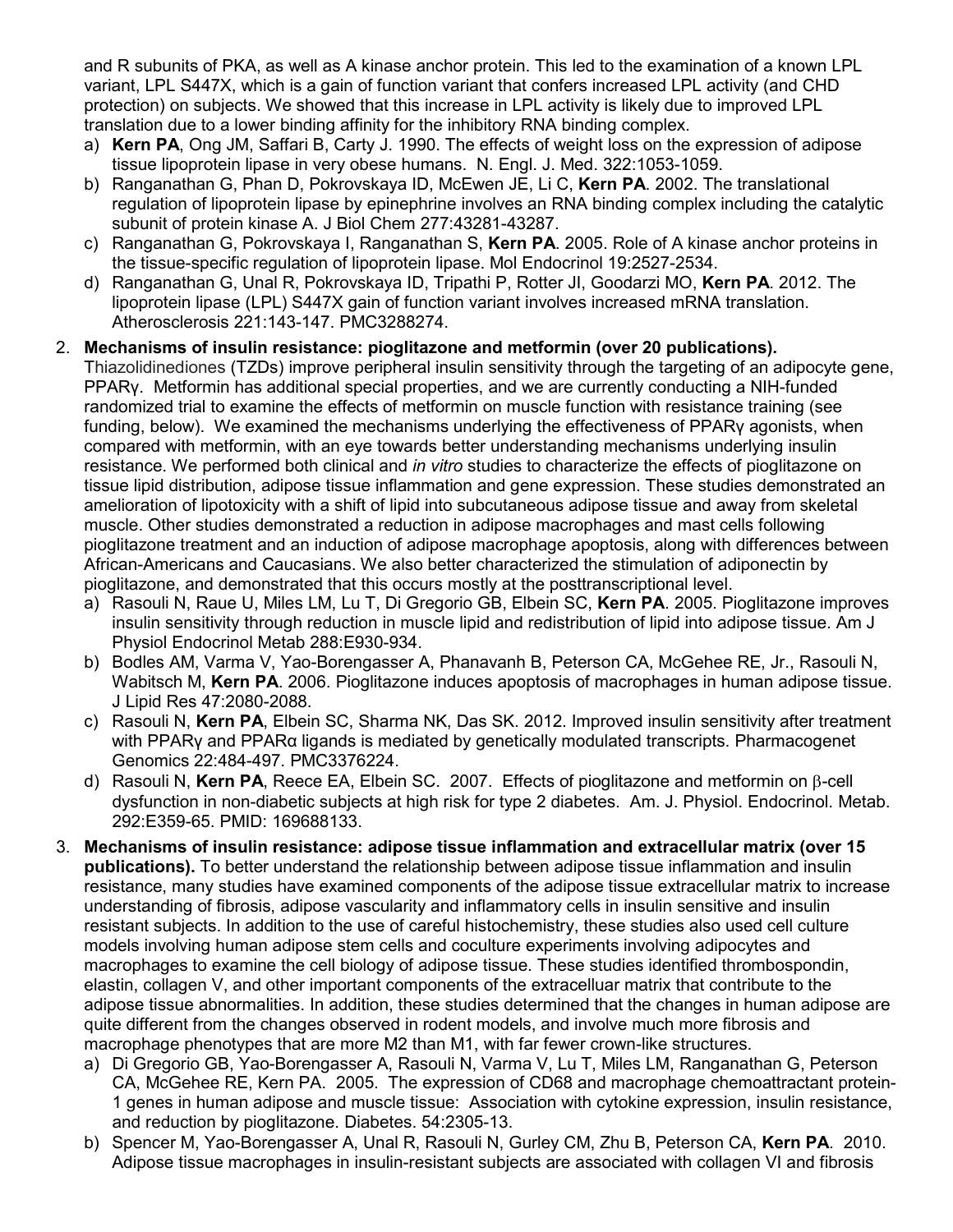and R subunits of PKA, as well as A kinase anchor protein. This led to the examination of a known LPL variant, LPL S447X, which is a gain of function variant that confers increased LPL activity (and CHD protection) on subjects. We showed that this increase in LPL activity is likely due to improved LPL translation due to a lower binding affinity for the inhibitory RNA binding complex.

a) **Kern PA**, Ong JM, Saffari B, Carty J. 1990. The effects of weight loss on the expression of adipose tissue lipoprotein lipase in very obese humans. N. Engl. J. Med. 322:1053-1059.
b) Ranganathan G, Phan D, Pokrovskaya ID, McEwen JE, Li C, **Kern PA**. 2002. The translational regulation of lipoprotein lipase by epinephrine involves an RNA binding complex including the catalytic subunit of protein kinase A. J Biol Chem 277:43281-43287.
c) Ranganathan G, Pokrovskaya I, Ranganathan S, **Kern PA**. 2005. Role of A kinase anchor proteins in the tissue-specific regulation of lipoprotein lipase. Mol Endocrinol 19:2527-2534.
d) Ranganathan G, Unal R, Pokrovskaya ID, Tripathi P, Rotter JI, Goodarzi MO, **Kern PA**. 2012. The lipoprotein lipase (LPL) S447X gain of function variant involves increased mRNA translation. Atherosclerosis 221:143-147. PMC3288274.

2. **Mechanisms of insulin resistance: pioglitazone and metformin (over 20 publications).** Thiazolidinediones (TZDs) improve peripheral insulin sensitivity through the targeting of an adipocyte gene, PPARγ. Metformin has additional special properties, and we are currently conducting a NIH-funded randomized trial to examine the effects of metformin on muscle function with resistance training (see funding, below). We examined the mechanisms underlying the effectiveness of PPARγ agonists, when compared with metformin, with an eye towards better understanding mechanisms underlying insulin resistance. We performed both clinical and *in vitro* studies to characterize the effects of pioglitazone on tissue lipid distribution, adipose tissue inflammation and gene expression. These studies demonstrated an amelioration of lipotoxicity with a shift of lipid into subcutaneous adipose tissue and away from skeletal muscle. Other studies demonstrated a reduction in adipose macrophages and mast cells following pioglitazone treatment and an induction of adipose macrophage apoptosis, along with differences between African-Americans and Caucasians. We also better characterized the stimulation of adiponectin by pioglitazone, and demonstrated that this occurs mostly at the posttranscriptional level.
   a) Rasouli N, Raue U, Miles LM, Lu T, Di Gregorio GB, Elbein SC, **Kern PA**. 2005. Pioglitazone improves insulin sensitivity through reduction in muscle lipid and redistribution of lipid into adipose tissue. Am J Physiol Endocrinol Metab 288:E930-934.
   b) Bodles AM, Varma V, Yao-Borengasser A, Phanavanh B, Peterson CA, McGehee RE, Jr., Rasouli N, Wabitsch M, **Kern PA**. 2006. Pioglitazone induces apoptosis of macrophages in human adipose tissue. J Lipid Res 47:2080-2088.
   c) Rasouli N, **Kern PA**, Elbein SC, Sharma NK, Das SK. 2012. Improved insulin sensitivity after treatment with PPARγ and PPARα ligands is mediated by genetically modulated transcripts. Pharmacogenet Genomics 22:484-497. PMC3376224.
   d) Rasouli N, **Kern PA**, Reece EA, Elbein SC. 2007. Effects of pioglitazone and metformin on β-cell dysfunction in non-diabetic subjects at high risk for type 2 diabetes. Am. J. Physiol. Endocrinol. Metab. 292:E359-65. PMID: 169688133.

3. **Mechanisms of insulin resistance: adipose tissue inflammation and extracellular matrix (over 15 publications).** To better understand the relationship between adipose tissue inflammation and insulin resistance, many studies have examined components of the adipose tissue extracellular matrix to increase understanding of fibrosis, adipose vascularity and inflammatory cells in insulin sensitive and insulin resistant subjects. In addition to the use of careful histochemistry, these studies also used cell culture models involving human adipose stem cells and coculture experiments involving adipocytes and macrophages to examine the cell biology of adipose tissue. These studies identified thrombospondin, elastin, collagen V, and other important components of the extracelluar matrix that contribute to the adipose tissue abnormalities. In addition, these studies determined that the changes in human adipose are quite different from the changes observed in rodent models, and involve much more fibrosis and macrophage phenotypes that are more M2 than M1, with far fewer crown-like structures.
   a) Di Gregorio GB, Yao-Borengasser A, Rasouli N, Varma V, Lu T, Miles LM, Ranganathan G, Peterson CA, McGehee RE, Kern PA. 2005. The expression of CD68 and macrophage chemoattractant protein-1 genes in human adipose and muscle tissue: Association with cytokine expression, insulin resistance, and reduction by pioglitazone. Diabetes. 54:2305-13.
   b) Spencer M, Yao-Borengasser A, Unal R, Rasouli N, Gurley CM, Zhu B, Peterson CA, **Kern PA**. 2010. Adipose tissue macrophages in insulin-resistant subjects are associated with collagen VI and fibrosis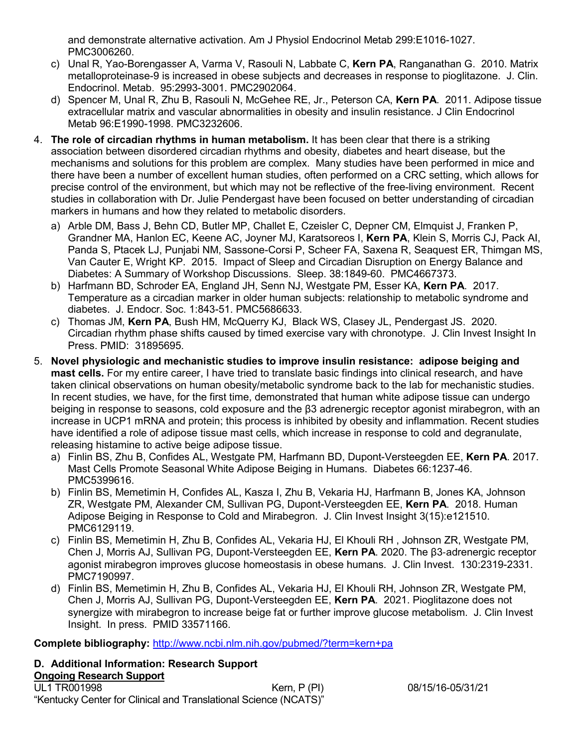and demonstrate alternative activation. Am J Physiol Endocrinol Metab 299:E1016-1027. PMC3006260.

c) Unal R, Yao-Borengasser A, Varma V, Rasouli N, Labbate C, **Kern PA**, Ranganathan G. 2010. Matrix metalloproteinase-9 is increased in obese subjects and decreases in response to pioglitazone. J. Clin. Endocrinol. Metab. 95:2993-3001. PMC2902064.

d) Spencer M, Unal R, Zhu B, Rasouli N, McGehee RE, Jr., Peterson CA, **Kern PA**. 2011. Adipose tissue extracellular matrix and vascular abnormalities in obesity and insulin resistance. J Clin Endocrinol Metab 96:E1990-1998. PMC3232606.

4. **The role of circadian rhythms in human metabolism.** It has been clear that there is a striking association between disordered circadian rhythms and obesity, diabetes and heart disease, but the mechanisms and solutions for this problem are complex. Many studies have been performed in mice and there have been a number of excellent human studies, often performed on a CRC setting, which allows for precise control of the environment, but which may not be reflective of the free-living environment. Recent studies in collaboration with Dr. Julie Pendergast have been focused on better understanding of circadian markers in humans and how they related to metabolic disorders.

   a) Arble DM, Bass J, Behn CD, Butler MP, Challet E, Czeisler C, Depner CM, Elmquist J, Franken P, Grandner MA, Hanlon EC, Keene AC, Joyner MJ, Karatsoreos I, **Kern PA**, Klein S, Morris CJ, Pack AI, Panda S, Ptacek LJ, Punjabi NM, Sassone-Corsi P, Scheer FA, Saxena R, Seaquest ER, Thimgan MS, Van Cauter E, Wright KP. 2015. Impact of Sleep and Circadian Disruption on Energy Balance and Diabetes: A Summary of Workshop Discussions. Sleep. 38:1849-60. PMC4667373.

   b) Harfmann BD, Schroder EA, England JH, Senn NJ, Westgate PM, Esser KA, **Kern PA**. 2017. Temperature as a circadian marker in older human subjects: relationship to metabolic syndrome and diabetes. J. Endocr. Soc. 1:843-51. PMC5686633.

   c) Thomas JM, **Kern PA**, Bush HM, McQuerry KJ, Black WS, Clasey JL, Pendergast JS. 2020. Circadian rhythm phase shifts caused by timed exercise vary with chronotype. J. Clin Invest Insight In Press. PMID: 31895695.

5. **Novel physiologic and mechanistic studies to improve insulin resistance: adipose beiging and mast cells.** For my entire career, I have tried to translate basic findings into clinical research, and have taken clinical observations on human obesity/metabolic syndrome back to the lab for mechanistic studies. In recent studies, we have, for the first time, demonstrated that human white adipose tissue can undergo beiging in response to seasons, cold exposure and the β3 adrenergic receptor agonist mirabegron, with an increase in UCP1 mRNA and protein; this process is inhibited by obesity and inflammation. Recent studies have identified a role of adipose tissue mast cells, which increase in response to cold and degranulate, releasing histamine to active beige adipose tissue.

   a) Finlin BS, Zhu B, Confides AL, Westgate PM, Harfmann BD, Dupont-Versteegden EE, **Kern PA**. 2017. Mast Cells Promote Seasonal White Adipose Beiging in Humans. Diabetes 66:1237-46. PMC5399616.

   b) Finlin BS, Memetimin H, Confides AL, Kasza I, Zhu B, Vekaria HJ, Harfmann B, Jones KA, Johnson ZR, Westgate PM, Alexander CM, Sullivan PG, Dupont-Versteegden EE, **Kern PA**. 2018. Human Adipose Beiging in Response to Cold and Mirabegron. J. Clin Invest Insight 3(15):e121510. PMC6129119.

   c) Finlin BS, Memetimin H, Zhu B, Confides AL, Vekaria HJ, El Khouli RH , Johnson ZR, Westgate PM, Chen J, Morris AJ, Sullivan PG, Dupont-Versteegden EE, **Kern PA**. 2020. The β3-adrenergic receptor agonist mirabegron improves glucose homeostasis in obese humans. J. Clin Invest. 130:2319-2331. PMC7190997.

   d) Finlin BS, Memetimin H, Zhu B, Confides AL, Vekaria HJ, El Khouli RH, Johnson ZR, Westgate PM, Chen J, Morris AJ, Sullivan PG, Dupont-Versteegden EE, **Kern PA**. 2021. Pioglitazone does not synergize with mirabegron to increase beige fat or further improve glucose metabolism. J. Clin Invest Insight. In press. PMID 33571166.

**Complete bibliography:** http://www.ncbi.nlm.nih.gov/pubmed/?term=kern+pa

**D. Additional Information: Research Support**

**Ongoing Research Support**

UL1 TR001998 Kern, P (PI) 08/15/16-05/31/21
"Kentucky Center for Clinical and Translational Science (NCATS)"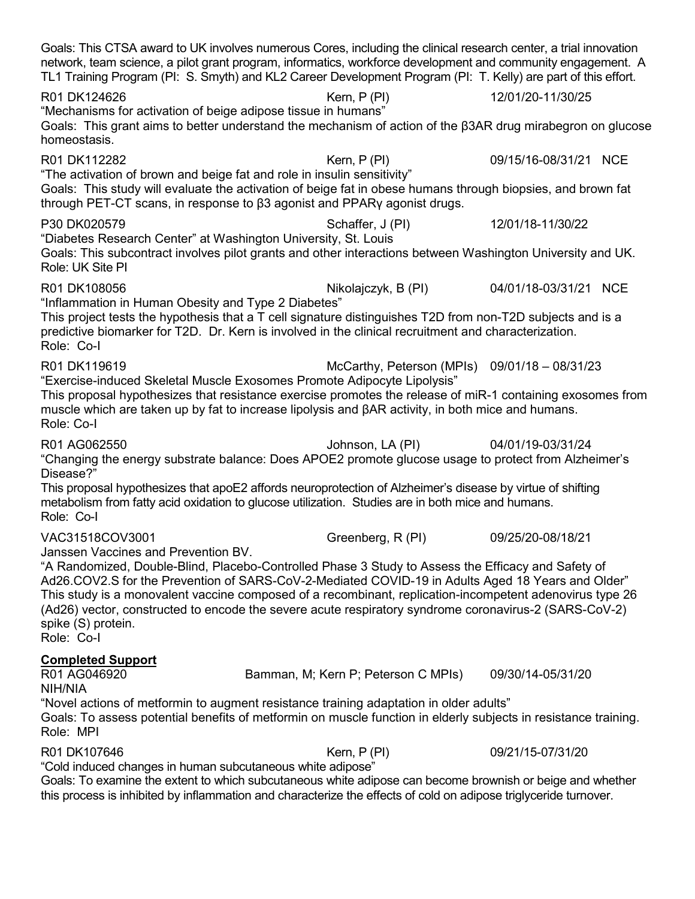Goals: This CTSA award to UK involves numerous Cores, including the clinical research center, a trial innovation network, team science, a pilot grant program, informatics, workforce development and community engagement. A TL1 Training Program (PI: S. Smyth) and KL2 Career Development Program (PI: T. Kelly) are part of this effort.

R01 DK124626 Kern, P (PI) 12/01/20-11/30/25
"Mechanisms for activation of beige adipose tissue in humans"
Goals: This grant aims to better understand the mechanism of action of the β3AR drug mirabegron on glucose homeostasis.

R01 DK112282 Kern, P (PI) 09/15/16-08/31/21 NCE
"The activation of brown and beige fat and role in insulin sensitivity"
Goals: This study will evaluate the activation of beige fat in obese humans through biopsies, and brown fat through PET-CT scans, in response to β3 agonist and PPARγ agonist drugs.

P30 DK020579 Schaffer, J (PI) 12/01/18-11/30/22
"Diabetes Research Center" at Washington University, St. Louis
Goals: This subcontract involves pilot grants and other interactions between Washington University and UK.
Role: UK Site PI

R01 DK108056 Nikolajczyk, B (PI) 04/01/18-03/31/21 NCE
"Inflammation in Human Obesity and Type 2 Diabetes"
This project tests the hypothesis that a T cell signature distinguishes T2D from non-T2D subjects and is a predictive biomarker for T2D. Dr. Kern is involved in the clinical recruitment and characterization.
Role: Co-I

R01 DK119619 McCarthy, Peterson (MPIs) 09/01/18 – 08/31/23
"Exercise-induced Skeletal Muscle Exosomes Promote Adipocyte Lipolysis"
This proposal hypothesizes that resistance exercise promotes the release of miR-1 containing exosomes from muscle which are taken up by fat to increase lipolysis and βAR activity, in both mice and humans.
Role: Co-I

R01 AG062550 Johnson, LA (PI) 04/01/19-03/31/24
"Changing the energy substrate balance: Does APOE2 promote glucose usage to protect from Alzheimer's Disease?"
This proposal hypothesizes that apoE2 affords neuroprotection of Alzheimer's disease by virtue of shifting metabolism from fatty acid oxidation to glucose utilization. Studies are in both mice and humans.
Role: Co-I

VAC31518COV3001 Greenberg, R (PI) 09/25/20-08/18/21
Janssen Vaccines and Prevention BV.
"A Randomized, Double-Blind, Placebo-Controlled Phase 3 Study to Assess the Efficacy and Safety of Ad26.COV2.S for the Prevention of SARS-CoV-2-Mediated COVID-19 in Adults Aged 18 Years and Older"
This study is a monovalent vaccine composed of a recombinant, replication-incompetent adenovirus type 26 (Ad26) vector, constructed to encode the severe acute respiratory syndrome coronavirus-2 (SARS-CoV-2) spike (S) protein.
Role: Co-I

**Completed Support**

R01 AG046920 Bamman, M; Kern P; Peterson C MPIs) 09/30/14-05/31/20
NIH/NIA
"Novel actions of metformin to augment resistance training adaptation in older adults"
Goals: To assess potential benefits of metformin on muscle function in elderly subjects in resistance training.
Role: MPI

R01 DK107646 Kern, P (PI) 09/21/15-07/31/20
"Cold induced changes in human subcutaneous white adipose"
Goals: To examine the extent to which subcutaneous white adipose can become brownish or beige and whether this process is inhibited by inflammation and characterize the effects of cold on adipose triglyceride turnover.